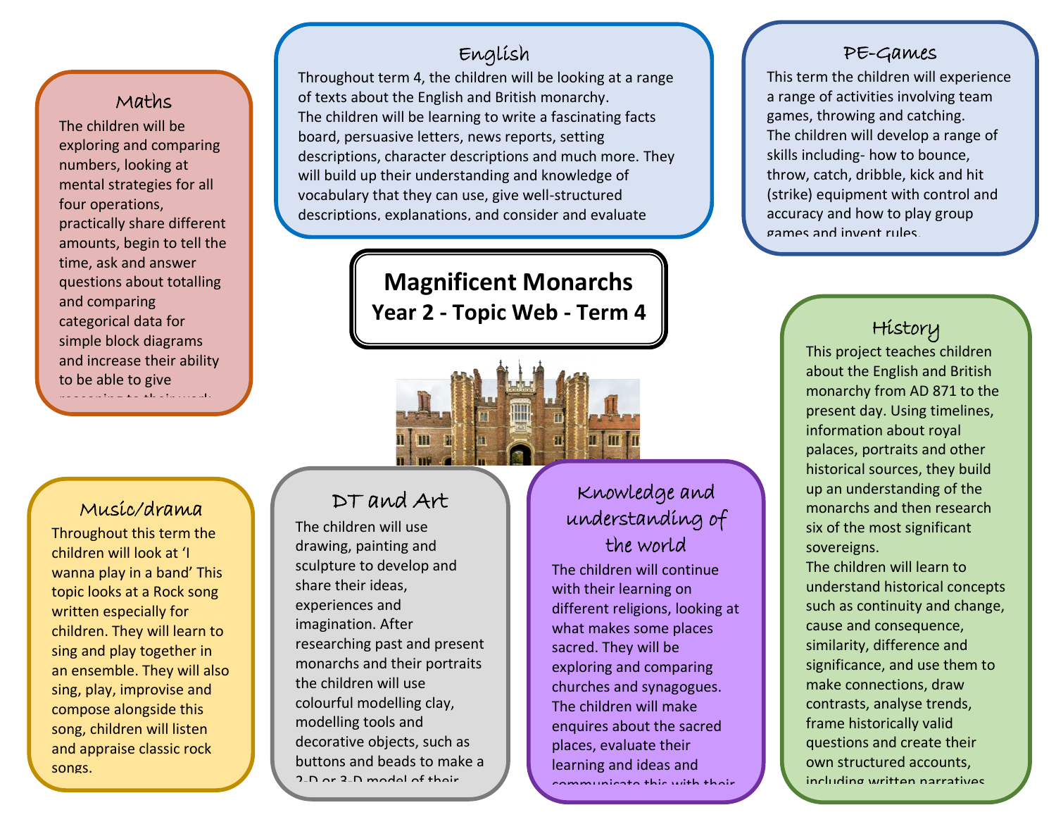# Magnificent Monarchs

## Year 2 - Topic Web - Term 4

### English

Throughout term 4, the children will be looking at a range of texts about the English and British monarchy.
The children will be learning to write a fascinating facts board, persuasive letters, news reports, setting descriptions, character descriptions and much more. They will build up their understanding and knowledge of vocabulary that they can use, give well-structured descriptions, explanations, and consider and evaluate

### PE-Games

This term the children will experience a range of activities involving team games, throwing and catching.
The children will develop a range of skills including- how to bounce, throw, catch, dribble, kick and hit (strike) equipment with control and accuracy and how to play group games and invent rules.

### Maths

The children will be exploring and comparing numbers, looking at mental strategies for all four operations, practically share different amounts, begin to tell the time, ask and answer questions about totalling and comparing categorical data for simple block diagrams and increase their ability to be able to give reasoning to their work

### History

This project teaches children about the English and British monarchy from AD 871 to the present day. Using timelines, information about royal palaces, portraits and other historical sources, they build up an understanding of the monarchs and then research six of the most significant sovereigns.
The children will learn to understand historical concepts such as continuity and change, cause and consequence, similarity, difference and significance, and use them to make connections, draw contrasts, analyse trends, frame historically valid questions and create their own structured accounts, including written narratives

### Music/drama

Throughout this term the children will look at 'I wanna play in a band' This topic looks at a Rock song written especially for children. They will learn to sing and play together in an ensemble. They will also sing, play, improvise and compose alongside this song, children will listen and appraise classic rock songs.

### DT and Art

The children will use drawing, painting and sculpture to develop and share their ideas, experiences and imagination. After researching past and present monarchs and their portraits the children will use colourful modelling clay, modelling tools and decorative objects, such as buttons and beads to make a 2-D or 3-D model of their

### Knowledge and understanding of the world

The children will continue with their learning on different religions, looking at what makes some places sacred. They will be exploring and comparing churches and synagogues. The children will make enquires about the sacred places, evaluate their learning and ideas and communicate this with their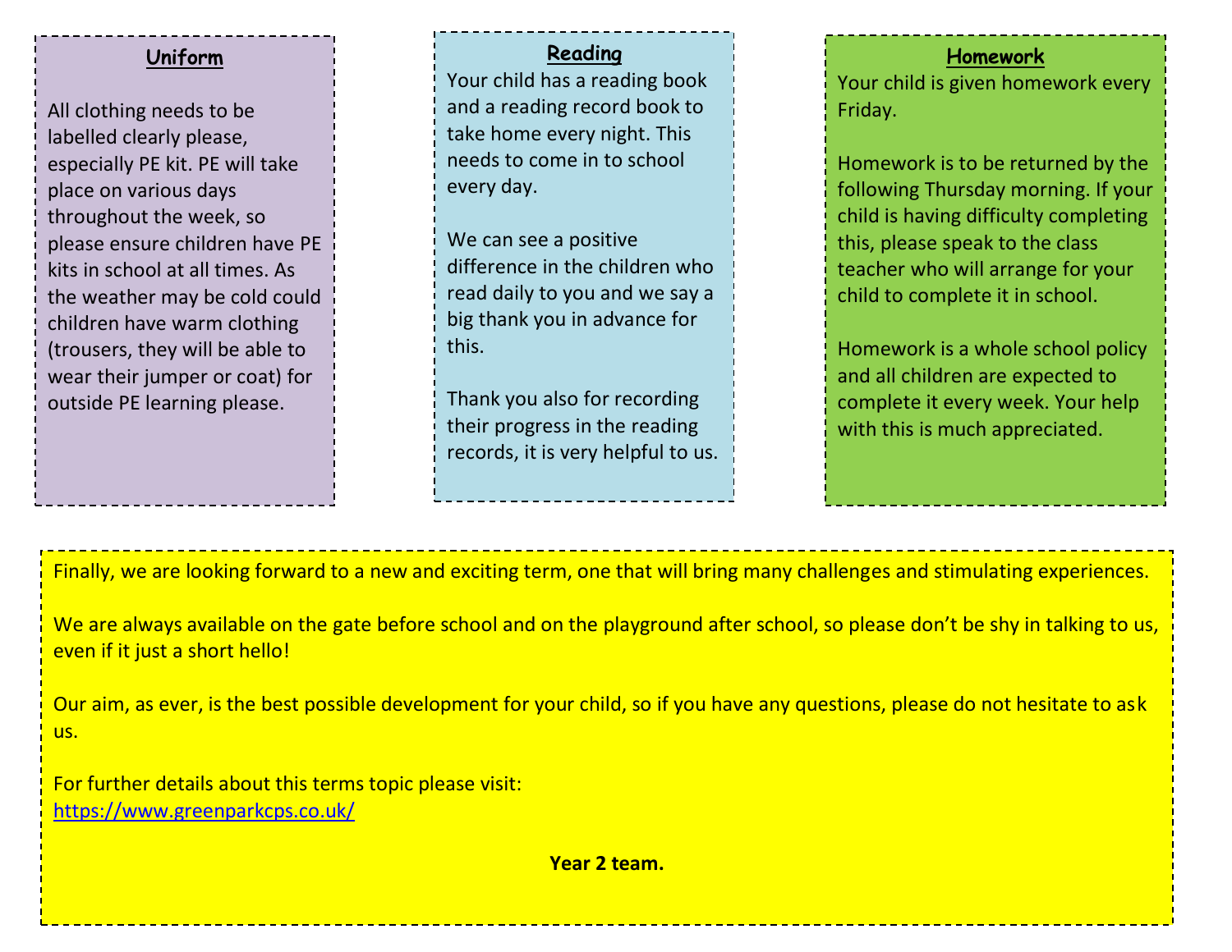## Uniform

All clothing needs to be labelled clearly please, especially PE kit. PE will take place on various days throughout the week, so please ensure children have PE kits in school at all times. As the weather may be cold could children have warm clothing (trousers, they will be able to wear their jumper or coat) for outside PE learning please.

## Reading

Your child has a reading book and a reading record book to take home every night. This needs to come in to school every day.

We can see a positive difference in the children who read daily to you and we say a big thank you in advance for this.

Thank you also for recording their progress in the reading records, it is very helpful to us.

## Homework

Your child is given homework every Friday.

Homework is to be returned by the following Thursday morning. If your child is having difficulty completing this, please speak to the class teacher who will arrange for your child to complete it in school.

Homework is a whole school policy and all children are expected to complete it every week. Your help with this is much appreciated.

---

Finally, we are looking forward to a new and exciting term, one that will bring many challenges and stimulating experiences.

We are always available on the gate before school and on the playground after school, so please don't be shy in talking to us, even if it just a short hello!

Our aim, as ever, is the best possible development for your child, so if you have any questions, please do not hesitate to ask us.

For further details about this terms topic please visit:
https://www.greenparkcps.co.uk/

**Year 2 team.**